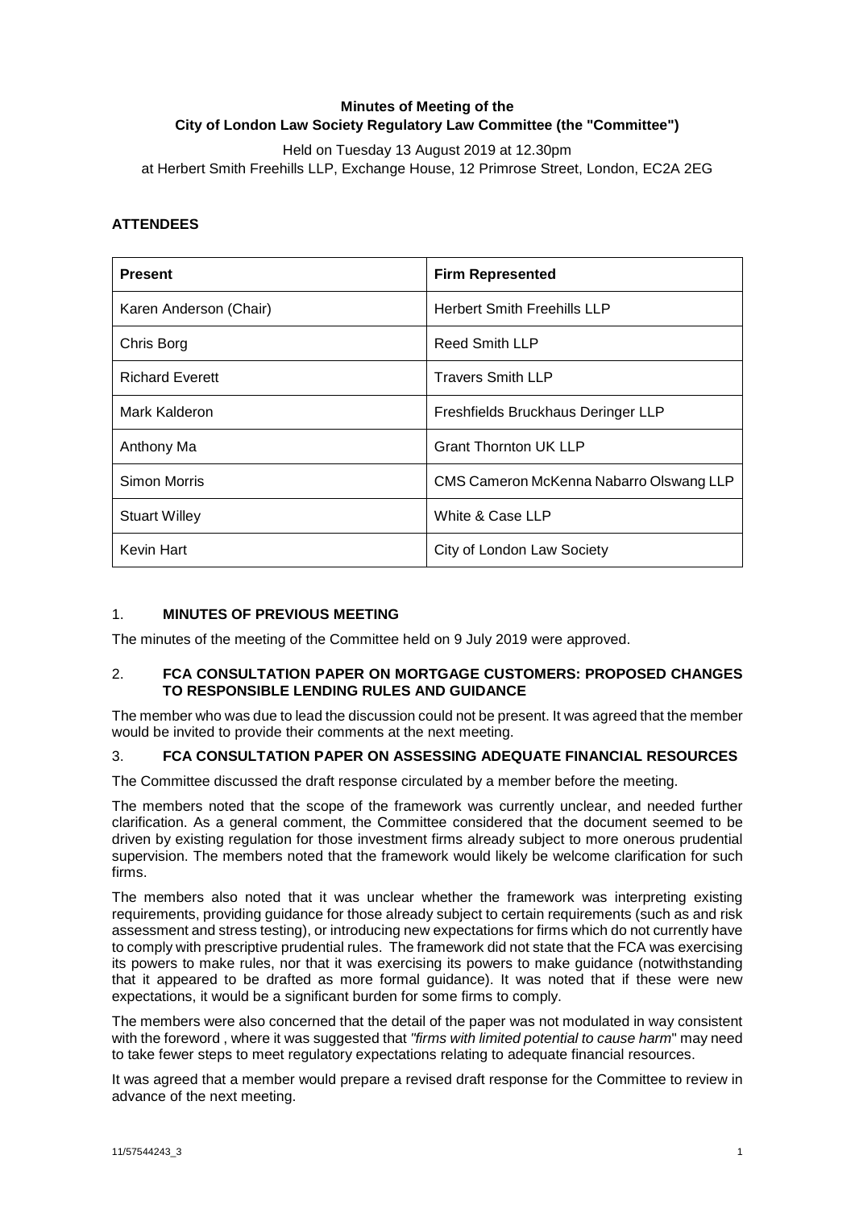# Minutes of Meeting of the City of London Law Society Regulatory Law Committee (the "Committee")

Held on Tuesday 13 August 2019 at 12.30pm
at Herbert Smith Freehills LLP, Exchange House, 12 Primrose Street, London, EC2A 2EG

## ATTENDEES

| Present | Firm Represented |
|---|---|
| Karen Anderson (Chair) | Herbert Smith Freehills LLP |
| Chris Borg | Reed Smith LLP |
| Richard Everett | Travers Smith LLP |
| Mark Kalderon | Freshfields Bruckhaus Deringer LLP |
| Anthony Ma | Grant Thornton UK LLP |
| Simon Morris | CMS Cameron McKenna Nabarro Olswang LLP |
| Stuart Willey | White & Case LLP |
| Kevin Hart | City of London Law Society |

## 1. MINUTES OF PREVIOUS MEETING

The minutes of the meeting of the Committee held on 9 July 2019 were approved.

## 2. FCA CONSULTATION PAPER ON MORTGAGE CUSTOMERS: PROPOSED CHANGES TO RESPONSIBLE LENDING RULES AND GUIDANCE

The member who was due to lead the discussion could not be present. It was agreed that the member would be invited to provide their comments at the next meeting.

## 3. FCA CONSULTATION PAPER ON ASSESSING ADEQUATE FINANCIAL RESOURCES

The Committee discussed the draft response circulated by a member before the meeting.

The members noted that the scope of the framework was currently unclear, and needed further clarification. As a general comment, the Committee considered that the document seemed to be driven by existing regulation for those investment firms already subject to more onerous prudential supervision. The members noted that the framework would likely be welcome clarification for such firms.

The members also noted that it was unclear whether the framework was interpreting existing requirements, providing guidance for those already subject to certain requirements (such as and risk assessment and stress testing), or introducing new expectations for firms which do not currently have to comply with prescriptive prudential rules. The framework did not state that the FCA was exercising its powers to make rules, nor that it was exercising its powers to make guidance (notwithstanding that it appeared to be drafted as more formal guidance). It was noted that if these were new expectations, it would be a significant burden for some firms to comply.

The members were also concerned that the detail of the paper was not modulated in way consistent with the foreword , where it was suggested that *"firms with limited potential to cause harm"* may need to take fewer steps to meet regulatory expectations relating to adequate financial resources.

It was agreed that a member would prepare a revised draft response for the Committee to review in advance of the next meeting.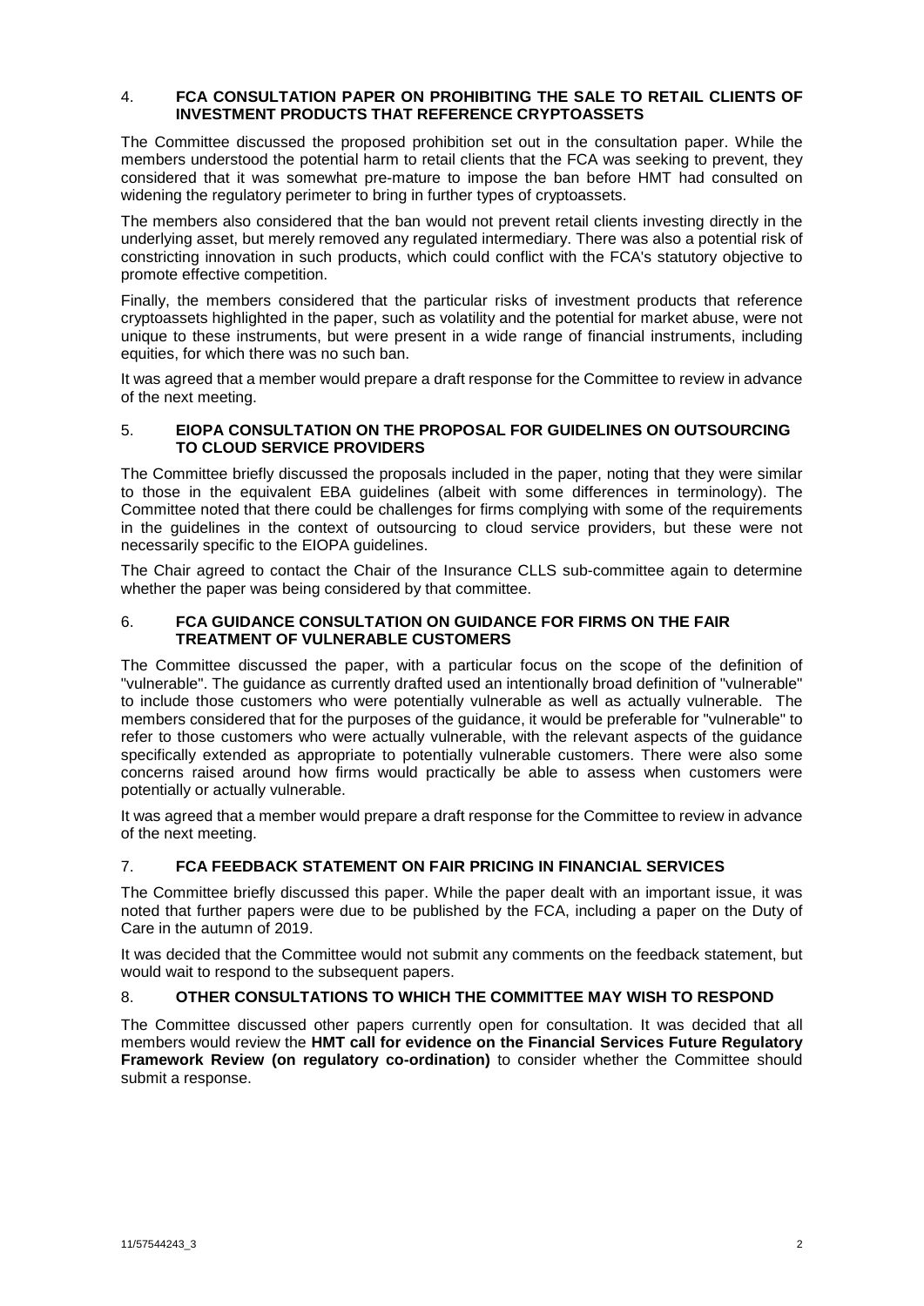## 4. FCA CONSULTATION PAPER ON PROHIBITING THE SALE TO RETAIL CLIENTS OF INVESTMENT PRODUCTS THAT REFERENCE CRYPTOASSETS

The Committee discussed the proposed prohibition set out in the consultation paper. While the members understood the potential harm to retail clients that the FCA was seeking to prevent, they considered that it was somewhat pre-mature to impose the ban before HMT had consulted on widening the regulatory perimeter to bring in further types of cryptoassets.

The members also considered that the ban would not prevent retail clients investing directly in the underlying asset, but merely removed any regulated intermediary. There was also a potential risk of constricting innovation in such products, which could conflict with the FCA's statutory objective to promote effective competition.

Finally, the members considered that the particular risks of investment products that reference cryptoassets highlighted in the paper, such as volatility and the potential for market abuse, were not unique to these instruments, but were present in a wide range of financial instruments, including equities, for which there was no such ban.

It was agreed that a member would prepare a draft response for the Committee to review in advance of the next meeting.

## 5. EIOPA CONSULTATION ON THE PROPOSAL FOR GUIDELINES ON OUTSOURCING TO CLOUD SERVICE PROVIDERS

The Committee briefly discussed the proposals included in the paper, noting that they were similar to those in the equivalent EBA guidelines (albeit with some differences in terminology). The Committee noted that there could be challenges for firms complying with some of the requirements in the guidelines in the context of outsourcing to cloud service providers, but these were not necessarily specific to the EIOPA guidelines.

The Chair agreed to contact the Chair of the Insurance CLLS sub-committee again to determine whether the paper was being considered by that committee.

## 6. FCA GUIDANCE CONSULTATION ON GUIDANCE FOR FIRMS ON THE FAIR TREATMENT OF VULNERABLE CUSTOMERS

The Committee discussed the paper, with a particular focus on the scope of the definition of "vulnerable". The guidance as currently drafted used an intentionally broad definition of "vulnerable" to include those customers who were potentially vulnerable as well as actually vulnerable. The members considered that for the purposes of the guidance, it would be preferable for "vulnerable" to refer to those customers who were actually vulnerable, with the relevant aspects of the guidance specifically extended as appropriate to potentially vulnerable customers. There were also some concerns raised around how firms would practically be able to assess when customers were potentially or actually vulnerable.

It was agreed that a member would prepare a draft response for the Committee to review in advance of the next meeting.

## 7. FCA FEEDBACK STATEMENT ON FAIR PRICING IN FINANCIAL SERVICES

The Committee briefly discussed this paper. While the paper dealt with an important issue, it was noted that further papers were due to be published by the FCA, including a paper on the Duty of Care in the autumn of 2019.

It was decided that the Committee would not submit any comments on the feedback statement, but would wait to respond to the subsequent papers.

## 8. OTHER CONSULTATIONS TO WHICH THE COMMITTEE MAY WISH TO RESPOND

The Committee discussed other papers currently open for consultation. It was decided that all members would review the **HMT call for evidence on the Financial Services Future Regulatory Framework Review (on regulatory co-ordination)** to consider whether the Committee should submit a response.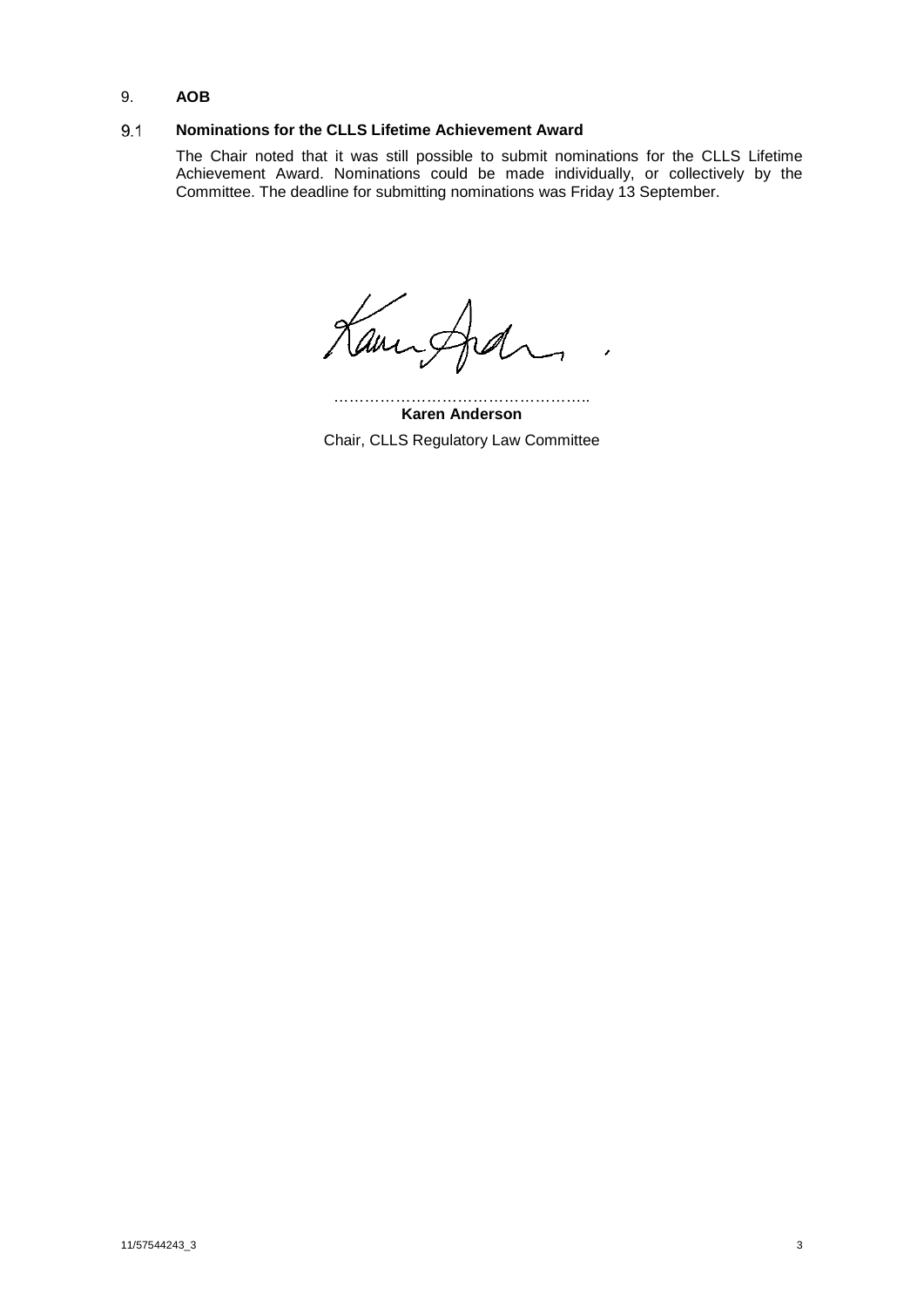## 9. AOB

### 9.1 Nominations for the CLLS Lifetime Achievement Award

The Chair noted that it was still possible to submit nominations for the CLLS Lifetime Achievement Award. Nominations could be made individually, or collectively by the Committee. The deadline for submitting nominations was Friday 13 September.

…………………………………………..

**Karen Anderson**

Chair, CLLS Regulatory Law Committee

11/57544243_3